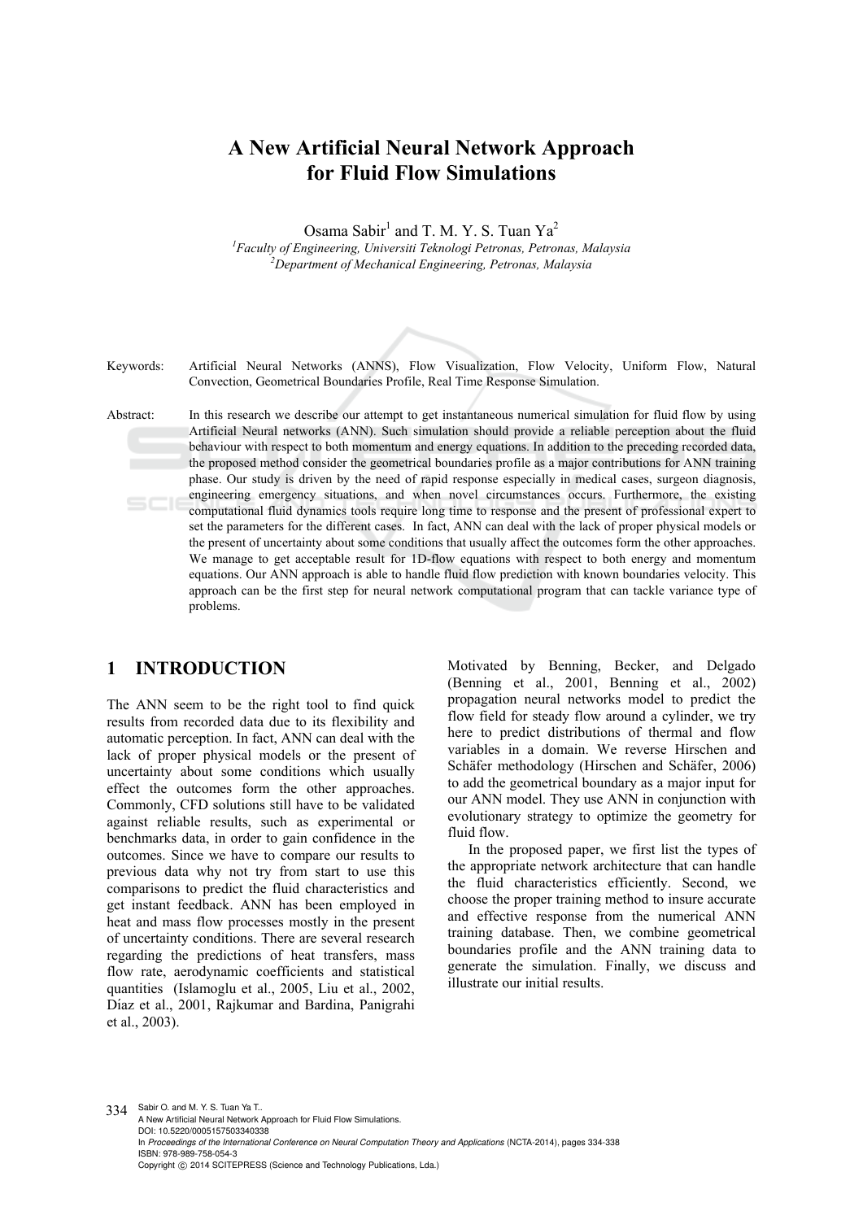# A New Artificial Neural Network Approach for Fluid Flow Simulations

Osama Sabir[1] and T. M. Y. S. Tuan Ya[2]

[1]*Faculty of Engineering, Universiti Teknologi Petronas, Petronas, Malaysia*
[2]*Department of Mechanical Engineering, Petronas, Malaysia*

Keywords: Artificial Neural Networks (ANNS), Flow Visualization, Flow Velocity, Uniform Flow, Natural Convection, Geometrical Boundaries Profile, Real Time Response Simulation.

Abstract: In this research we describe our attempt to get instantaneous numerical simulation for fluid flow by using Artificial Neural networks (ANN). Such simulation should provide a reliable perception about the fluid behaviour with respect to both momentum and energy equations. In addition to the preceding recorded data, the proposed method consider the geometrical boundaries profile as a major contributions for ANN training phase. Our study is driven by the need of rapid response especially in medical cases, surgeon diagnosis, engineering emergency situations, and when novel circumstances occurs. Furthermore, the existing computational fluid dynamics tools require long time to response and the present of professional expert to set the parameters for the different cases. In fact, ANN can deal with the lack of proper physical models or the present of uncertainty about some conditions that usually affect the outcomes form the other approaches. We manage to get acceptable result for 1D-flow equations with respect to both energy and momentum equations. Our ANN approach is able to handle fluid flow prediction with known boundaries velocity. This approach can be the first step for neural network computational program that can tackle variance type of problems.

## 1 INTRODUCTION

The ANN seem to be the right tool to find quick results from recorded data due to its flexibility and automatic perception. In fact, ANN can deal with the lack of proper physical models or the present of uncertainty about some conditions which usually effect the outcomes form the other approaches. Commonly, CFD solutions still have to be validated against reliable results, such as experimental or benchmarks data, in order to gain confidence in the outcomes. Since we have to compare our results to previous data why not try from start to use this comparisons to predict the fluid characteristics and get instant feedback. ANN has been employed in heat and mass flow processes mostly in the present of uncertainty conditions. There are several research regarding the predictions of heat transfers, mass flow rate, aerodynamic coefficients and statistical quantities (Islamoglu et al., 2005, Liu et al., 2002, Díaz et al., 2001, Rajkumar and Bardina, Panigrahi et al., 2003).

Motivated by Benning, Becker, and Delgado (Benning et al., 2001, Benning et al., 2002) propagation neural networks model to predict the flow field for steady flow around a cylinder, we try here to predict distributions of thermal and flow variables in a domain. We reverse Hirschen and Schäfer methodology (Hirschen and Schäfer, 2006) to add the geometrical boundary as a major input for our ANN model. They use ANN in conjunction with evolutionary strategy to optimize the geometry for fluid flow.

In the proposed paper, we first list the types of the appropriate network architecture that can handle the fluid characteristics efficiently. Second, we choose the proper training method to insure accurate and effective response from the numerical ANN training database. Then, we combine geometrical boundaries profile and the ANN training data to generate the simulation. Finally, we discuss and illustrate our initial results.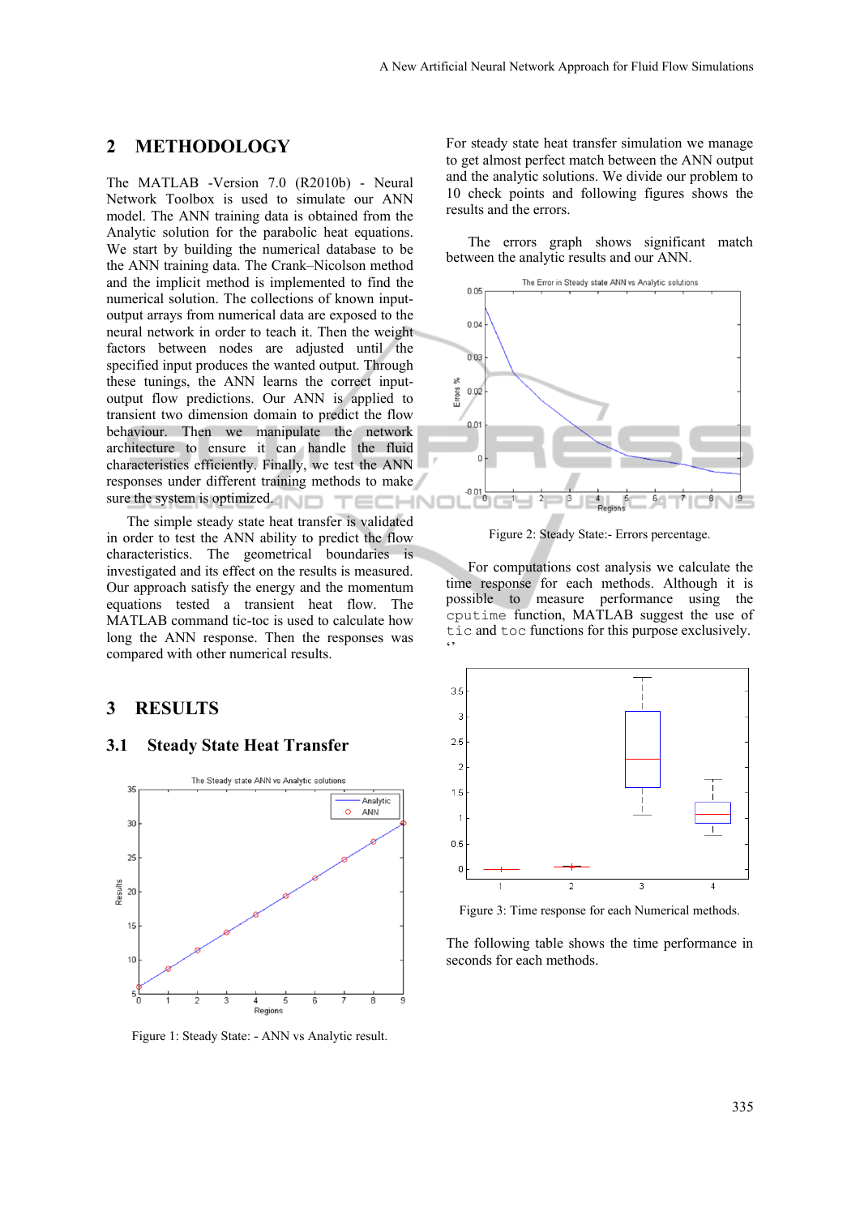## 2 METHODOLOGY

The MATLAB -Version 7.0 (R2010b) - Neural Network Toolbox is used to simulate our ANN model. The ANN training data is obtained from the Analytic solution for the parabolic heat equations. We start by building the numerical database to be the ANN training data. The Crank–Nicolson method and the implicit method is implemented to find the numerical solution. The collections of known input-output arrays from numerical data are exposed to the neural network in order to teach it. Then the weight factors between nodes are adjusted until the specified input produces the wanted output. Through these tunings, the ANN learns the correct input-output flow predictions. Our ANN is applied to transient two dimension domain to predict the flow behaviour. Then we manipulate the network architecture to ensure it can handle the fluid characteristics efficiently. Finally, we test the ANN responses under different training methods to make sure the system is optimized.

The simple steady state heat transfer is validated in order to test the ANN ability to predict the flow characteristics. The geometrical boundaries is investigated and its effect on the results is measured. Our approach satisfy the energy and the momentum equations tested a transient heat flow. The MATLAB command tic-toc is used to calculate how long the ANN response. Then the responses was compared with other numerical results.

## 3 RESULTS

### 3.1 Steady State Heat Transfer

Figure 1: Steady State: - ANN vs Analytic result.

For steady state heat transfer simulation we manage to get almost perfect match between the ANN output and the analytic solutions. We divide our problem to 10 check points and following figures shows the results and the errors.

The errors graph shows significant match between the analytic results and our ANN.

Figure 2: Steady State:- Errors percentage.

For computations cost analysis we calculate the time response for each methods. Although it is possible to measure performance using the `cputime` function, MATLAB suggest the use of `tic` and `toc` functions for this purpose exclusively.

Figure 3: Time response for each Numerical methods.

The following table shows the time performance in seconds for each methods.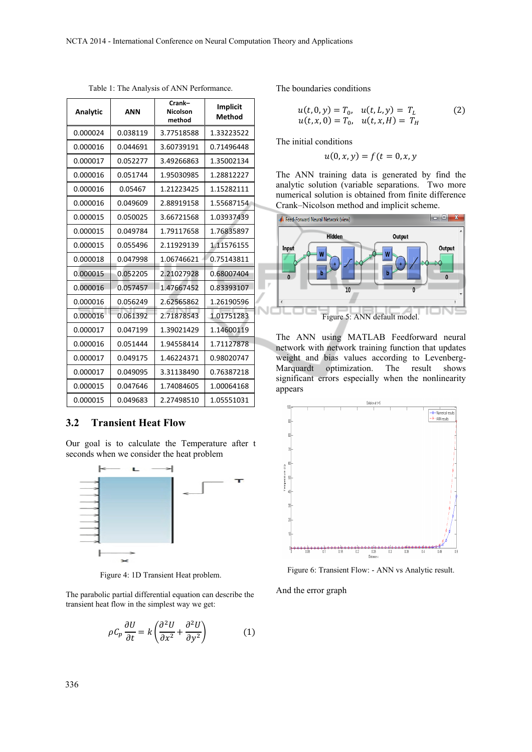Table 1: The Analysis of ANN Performance.

| Analytic | ANN | Crank–Nicolson method | Implicit Method |
|---|---|---|---|
| 0.000024 | 0.038119 | 3.77518588 | 1.33223522 |
| 0.000016 | 0.044691 | 3.60739191 | 0.71496448 |
| 0.000017 | 0.052277 | 3.49266863 | 1.35002134 |
| 0.000016 | 0.051744 | 1.95030985 | 1.28812227 |
| 0.000016 | 0.05467 | 1.21223425 | 1.15282111 |
| 0.000016 | 0.049609 | 2.88919158 | 1.55687154 |
| 0.000015 | 0.050025 | 3.66721568 | 1.03937439 |
| 0.000015 | 0.049784 | 1.79117658 | 1.76835897 |
| 0.000015 | 0.055496 | 2.11929139 | 1.11576155 |
| 0.000018 | 0.047998 | 1.06746621 | 0.75143811 |
| 0.000015 | 0.052205 | 2.21027928 | 0.68007404 |
| 0.000016 | 0.057457 | 1.47667452 | 0.83393107 |
| 0.000016 | 0.056249 | 2.62565862 | 1.26190596 |
| 0.000016 | 0.061392 | 2.71878543 | 1.01751283 |
| 0.000017 | 0.047199 | 1.39021429 | 1.14600119 |
| 0.000016 | 0.051444 | 1.94558414 | 1.71127878 |
| 0.000017 | 0.049175 | 1.46224371 | 0.98020747 |
| 0.000017 | 0.049095 | 3.31138490 | 0.76387218 |
| 0.000015 | 0.047646 | 1.74084605 | 1.00064168 |
| 0.000015 | 0.049683 | 2.27498510 | 1.05551031 |

## 3.2 Transient Heat Flow

Our goal is to calculate the Temperature after t seconds when we consider the heat problem

Figure 4: 1D Transient Heat problem.

The parabolic partial differential equation can describe the transient heat flow in the simplest way we get:

$$\rho C_p \frac{\partial U}{\partial t} = k\left(\frac{\partial^2 U}{\partial x^2} + \frac{\partial^2 U}{\partial y^2}\right) \tag{1}$$

The boundaries conditions

$$\begin{aligned} u(t,0,y) = T_0, \quad u(t,L,y) = T_L \\ u(t,x,0) = T_0, \quad u(t,x,H) = T_H \end{aligned} \tag{2}$$

The initial conditions

$$u(0,x,y) = f(t = 0,x,y$$

The ANN training data is generated by find the analytic solution (variable separations. Two more numerical solution is obtained from finite difference Crank–Nicolson method and implicit scheme.

Figure 5: ANN default model.

The ANN using MATLAB Feedforward neural network with network training function that updates weight and bias values according to Levenberg-Marquardt optimization. The result shows significant errors especially when the nonlinearity appears

Figure 6: Transient Flow: - ANN vs Analytic result.

And the error graph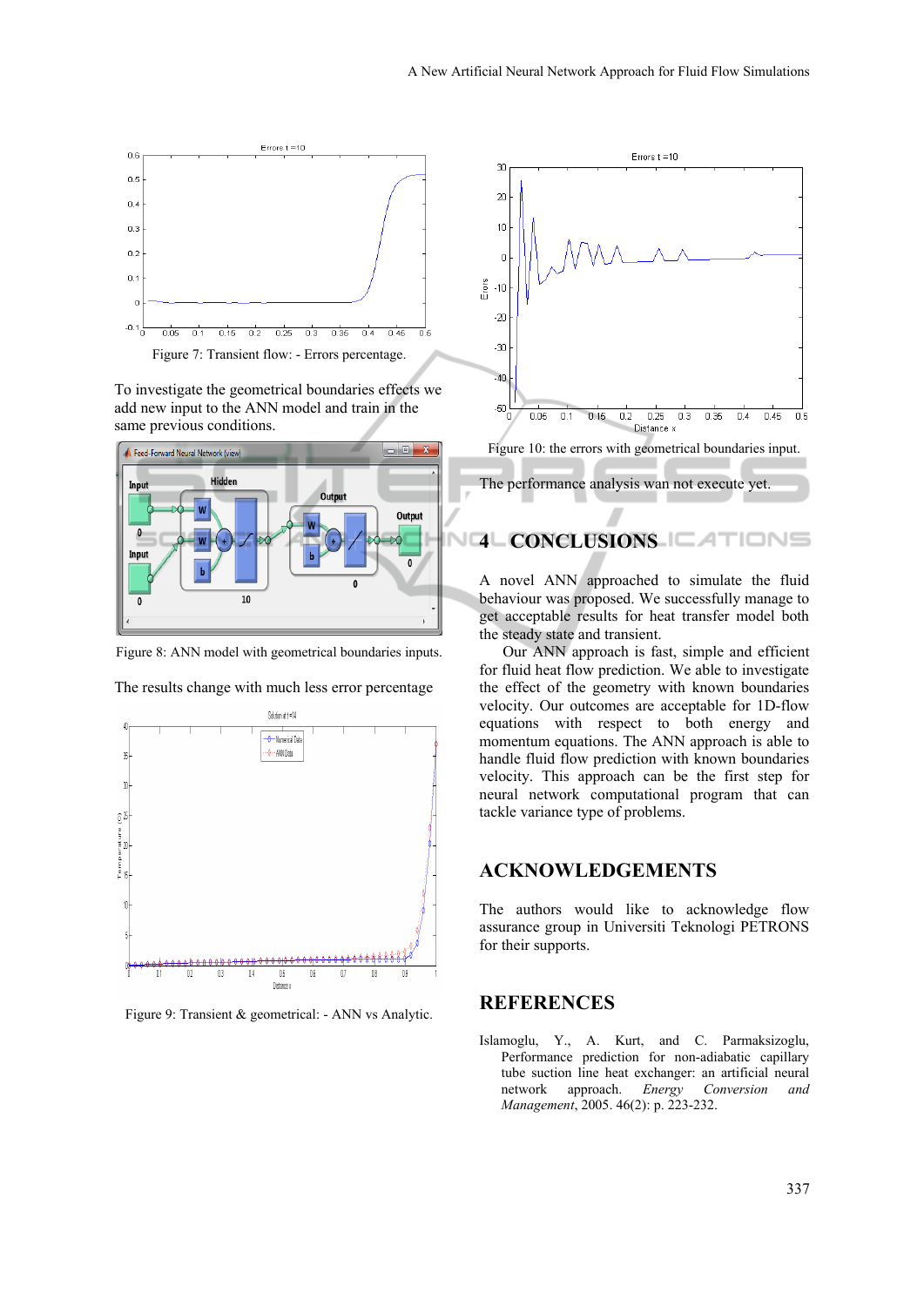Figure 7: Transient flow: - Errors percentage.

To investigate the geometrical boundaries effects we add new input to the ANN model and train in the same previous conditions.

Figure 8: ANN model with geometrical boundaries inputs.

The results change with much less error percentage

Figure 9: Transient & geometrical: - ANN vs Analytic.

Figure 10: the errors with geometrical boundaries input.

The performance analysis wan not execute yet.

## 4 CONCLUSIONS

A novel ANN approached to simulate the fluid behaviour was proposed. We successfully manage to get acceptable results for heat transfer model both the steady state and transient.

Our ANN approach is fast, simple and efficient for fluid heat flow prediction. We able to investigate the effect of the geometry with known boundaries velocity. Our outcomes are acceptable for 1D-flow equations with respect to both energy and momentum equations. The ANN approach is able to handle fluid flow prediction with known boundaries velocity. This approach can be the first step for neural network computational program that can tackle variance type of problems.

## ACKNOWLEDGEMENTS

The authors would like to acknowledge flow assurance group in Universiti Teknologi PETRONS for their supports.

## REFERENCES

Islamoglu, Y., A. Kurt, and C. Parmaksizoglu, Performance prediction for non-adiabatic capillary tube suction line heat exchanger: an artificial neural network approach. *Energy Conversion and Management*, 2005. 46(2): p. 223-232.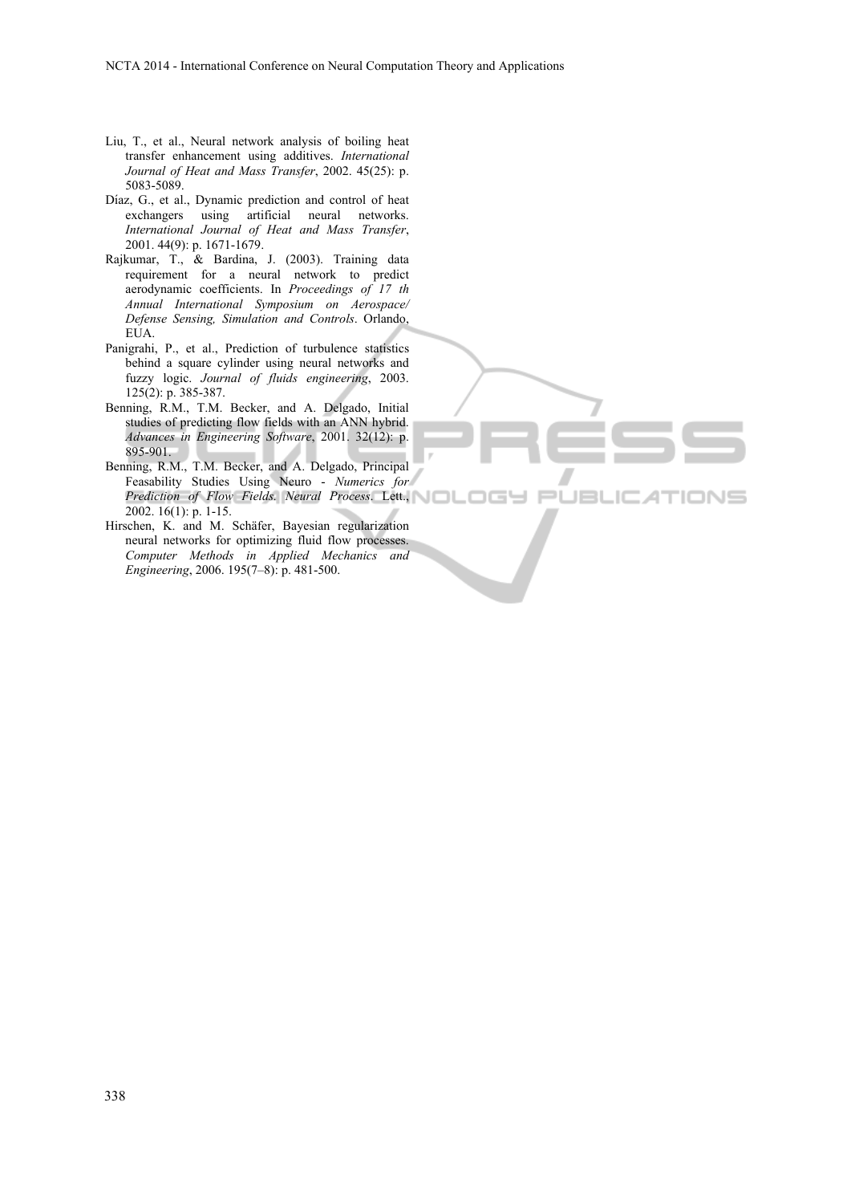Liu, T., et al., Neural network analysis of boiling heat transfer enhancement using additives. *International Journal of Heat and Mass Transfer*, 2002. 45(25): p. 5083-5089.

Díaz, G., et al., Dynamic prediction and control of heat exchangers using artificial neural networks. *International Journal of Heat and Mass Transfer*, 2001. 44(9): p. 1671-1679.

Rajkumar, T., & Bardina, J. (2003). Training data requirement for a neural network to predict aerodynamic coefficients. In *Proceedings of 17 th Annual International Symposium on Aerospace/ Defense Sensing, Simulation and Controls*. Orlando, EUA.

Panigrahi, P., et al., Prediction of turbulence statistics behind a square cylinder using neural networks and fuzzy logic. *Journal of fluids engineering*, 2003. 125(2): p. 385-387.

Benning, R.M., T.M. Becker, and A. Delgado, Initial studies of predicting flow fields with an ANN hybrid. *Advances in Engineering Software*, 2001. 32(12): p. 895-901.

Benning, R.M., T.M. Becker, and A. Delgado, Principal Feasability Studies Using Neuro - *Numerics for Prediction of Flow Fields. Neural Process*. Lett., 2002. 16(1): p. 1-15.

Hirschen, K. and M. Schäfer, Bayesian regularization neural networks for optimizing fluid flow processes. *Computer Methods in Applied Mechanics and Engineering*, 2006. 195(7–8): p. 481-500.